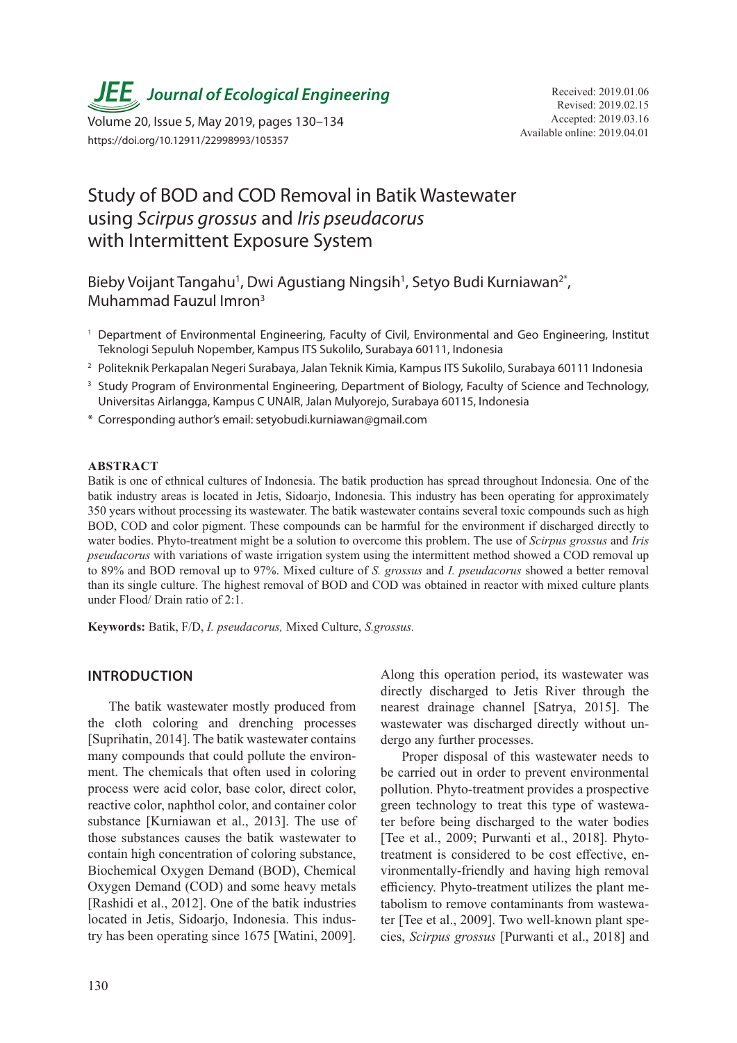# Study of BOD and COD Removal in Batik Wastewater using *Scirpus grossus* and *Iris pseudacorus* with Intermittent Exposure System

Bieby Voijant Tangahu[1], Dwi Agustiang Ningsih[1], Setyo Budi Kurniawan[2*], Muhammad Fauzul Imron[3]

[1] Department of Environmental Engineering, Faculty of Civil, Environmental and Geo Engineering, Institut Teknologi Sepuluh Nopember, Kampus ITS Sukolilo, Surabaya 60111, Indonesia

[2] Politeknik Perkapalan Negeri Surabaya, Jalan Teknik Kimia, Kampus ITS Sukolilo, Surabaya 60111 Indonesia

[3] Study Program of Environmental Engineering, Department of Biology, Faculty of Science and Technology, Universitas Airlangga, Kampus C UNAIR, Jalan Mulyorejo, Surabaya 60115, Indonesia

\* Corresponding author's email: setyobudi.kurniawan@gmail.com

Received: 2019.01.06
Revised: 2019.02.15
Accepted: 2019.03.16
Available online: 2019.04.01

## ABSTRACT

Batik is one of ethnical cultures of Indonesia. The batik production has spread throughout Indonesia. One of the batik industry areas is located in Jetis, Sidoarjo, Indonesia. This industry has been operating for approximately 350 years without processing its wastewater. The batik wastewater contains several toxic compounds such as high BOD, COD and color pigment. These compounds can be harmful for the environment if discharged directly to water bodies. Phyto-treatment might be a solution to overcome this problem. The use of *Scirpus grossus* and *Iris pseudacorus* with variations of waste irrigation system using the intermittent method showed a COD removal up to 89% and BOD removal up to 97%. Mixed culture of *S. grossus* and *I. pseudacorus* showed a better removal than its single culture. The highest removal of BOD and COD was obtained in reactor with mixed culture plants under Flood/ Drain ratio of 2:1.

**Keywords:** Batik, F/D, *I. pseudacorus,* Mixed Culture, *S.grossus.*

## INTRODUCTION

The batik wastewater mostly produced from the cloth coloring and drenching processes [Suprihatin, 2014]. The batik wastewater contains many compounds that could pollute the environment. The chemicals that often used in coloring process were acid color, base color, direct color, reactive color, naphthol color, and container color substance [Kurniawan et al., 2013]. The use of those substances causes the batik wastewater to contain high concentration of coloring substance, Biochemical Oxygen Demand (BOD), Chemical Oxygen Demand (COD) and some heavy metals [Rashidi et al., 2012]. One of the batik industries located in Jetis, Sidoarjo, Indonesia. This industry has been operating since 1675 [Watini, 2009]. Along this operation period, its wastewater was directly discharged to Jetis River through the nearest drainage channel [Satrya, 2015]. The wastewater was discharged directly without undergo any further processes.

Proper disposal of this wastewater needs to be carried out in order to prevent environmental pollution. Phyto-treatment provides a prospective green technology to treat this type of wastewater before being discharged to the water bodies [Tee et al., 2009; Purwanti et al., 2018]. Phyto-treatment is considered to be cost effective, environmentally-friendly and having high removal efficiency. Phyto-treatment utilizes the plant metabolism to remove contaminants from wastewater [Tee et al., 2009]. Two well-known plant species, *Scirpus grossus* [Purwanti et al., 2018] and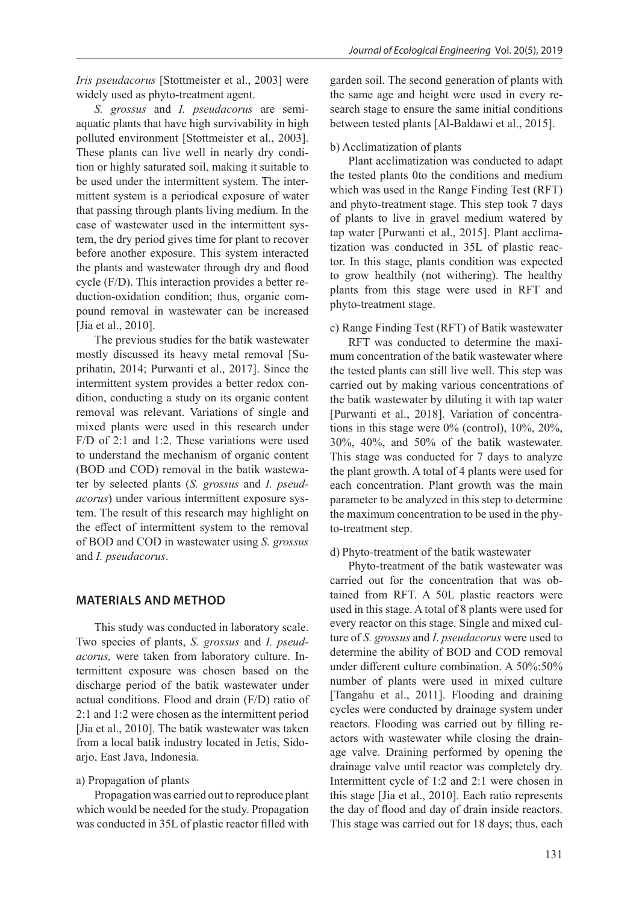*Iris pseudacorus* [Stottmeister et al., 2003] were widely used as phyto-treatment agent.

*S. grossus* and *I. pseudacorus* are semi-aquatic plants that have high survivability in high polluted environment [Stottmeister et al., 2003]. These plants can live well in nearly dry condition or highly saturated soil, making it suitable to be used under the intermittent system. The intermittent system is a periodical exposure of water that passing through plants living medium. In the case of wastewater used in the intermittent system, the dry period gives time for plant to recover before another exposure. This system interacted the plants and wastewater through dry and flood cycle (F/D). This interaction provides a better reduction-oxidation condition; thus, organic compound removal in wastewater can be increased [Jia et al., 2010].

The previous studies for the batik wastewater mostly discussed its heavy metal removal [Suprihatin, 2014; Purwanti et al., 2017]. Since the intermittent system provides a better redox condition, conducting a study on its organic content removal was relevant. Variations of single and mixed plants were used in this research under F/D of 2:1 and 1:2. These variations were used to understand the mechanism of organic content (BOD and COD) removal in the batik wastewater by selected plants (*S. grossus* and *I. pseudacorus*) under various intermittent exposure system. The result of this research may highlight on the effect of intermittent system to the removal of BOD and COD in wastewater using *S. grossus* and *I. pseudacorus*.

## MATERIALS AND METHOD

This study was conducted in laboratory scale. Two species of plants, *S. grossus* and *I. pseudacorus,* were taken from laboratory culture. Intermittent exposure was chosen based on the discharge period of the batik wastewater under actual conditions. Flood and drain (F/D) ratio of 2:1 and 1:2 were chosen as the intermittent period [Jia et al., 2010]. The batik wastewater was taken from a local batik industry located in Jetis, Sidoarjo, East Java, Indonesia.

a) Propagation of plants

Propagation was carried out to reproduce plant which would be needed for the study. Propagation was conducted in 35L of plastic reactor filled with garden soil. The second generation of plants with the same age and height were used in every research stage to ensure the same initial conditions between tested plants [Al-Baldawi et al., 2015].

b) Acclimatization of plants

Plant acclimatization was conducted to adapt the tested plants 0to the conditions and medium which was used in the Range Finding Test (RFT) and phyto-treatment stage. This step took 7 days of plants to live in gravel medium watered by tap water [Purwanti et al., 2015]. Plant acclimatization was conducted in 35L of plastic reactor. In this stage, plants condition was expected to grow healthily (not withering). The healthy plants from this stage were used in RFT and phyto-treatment stage.

c) Range Finding Test (RFT) of Batik wastewater

RFT was conducted to determine the maximum concentration of the batik wastewater where the tested plants can still live well. This step was carried out by making various concentrations of the batik wastewater by diluting it with tap water [Purwanti et al., 2018]. Variation of concentrations in this stage were 0% (control), 10%, 20%, 30%, 40%, and 50% of the batik wastewater. This stage was conducted for 7 days to analyze the plant growth. A total of 4 plants were used for each concentration. Plant growth was the main parameter to be analyzed in this step to determine the maximum concentration to be used in the phyto-treatment step.

d) Phyto-treatment of the batik wastewater

Phyto-treatment of the batik wastewater was carried out for the concentration that was obtained from RFT. A 50L plastic reactors were used in this stage. A total of 8 plants were used for every reactor on this stage. Single and mixed culture of *S. grossus* and *I. pseudacorus* were used to determine the ability of BOD and COD removal under different culture combination. A 50%:50% number of plants were used in mixed culture [Tangahu et al., 2011]. Flooding and draining cycles were conducted by drainage system under reactors. Flooding was carried out by filling reactors with wastewater while closing the drainage valve. Draining performed by opening the drainage valve until reactor was completely dry. Intermittent cycle of 1:2 and 2:1 were chosen in this stage [Jia et al., 2010]. Each ratio represents the day of flood and day of drain inside reactors. This stage was carried out for 18 days; thus, each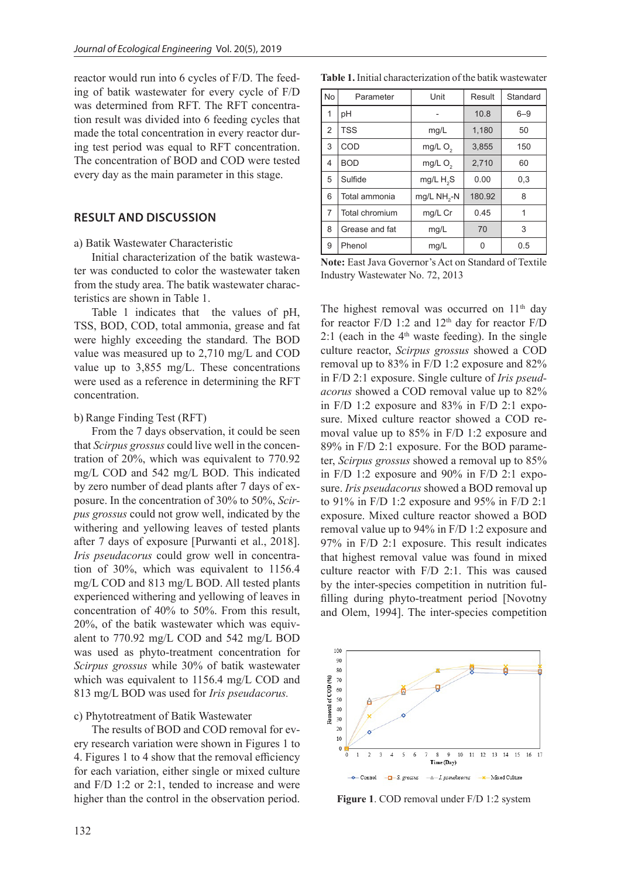reactor would run into 6 cycles of F/D. The feeding of batik wastewater for every cycle of F/D was determined from RFT. The RFT concentration result was divided into 6 feeding cycles that made the total concentration in every reactor during test period was equal to RFT concentration. The concentration of BOD and COD were tested every day as the main parameter in this stage.

## RESULT AND DISCUSSION

a) Batik Wastewater Characteristic

Initial characterization of the batik wastewater was conducted to color the wastewater taken from the study area. The batik wastewater characteristics are shown in Table 1.

**Table 1.** Initial characterization of the batik wastewater

| No | Parameter | Unit | Result | Standard |
|---|---|---|---|---|
| 1 | pH | - | 10.8 | 6–9 |
| 2 | TSS | mg/L | 1,180 | 50 |
| 3 | COD | mg/L $O_2$ | 3,855 | 150 |
| 4 | BOD | mg/L $O_2$ | 2,710 | 60 |
| 5 | Sulfide | mg/L $H_2S$ | 0.00 | 0,3 |
| 6 | Total ammonia | mg/L $NH_2$-N | 180.92 | 8 |
| 7 | Total chromium | mg/L Cr | 0.45 | 1 |
| 8 | Grease and fat | mg/L | 70 | 3 |
| 9 | Phenol | mg/L | 0 | 0.5 |

**Note:** East Java Governor's Act on Standard of Textile Industry Wastewater No. 72, 2013

Table 1 indicates that the values of pH, TSS, BOD, COD, total ammonia, grease and fat were highly exceeding the standard. The BOD value was measured up to 2,710 mg/L and COD value up to 3,855 mg/L. These concentrations were used as a reference in determining the RFT concentration.

b) Range Finding Test (RFT)

From the 7 days observation, it could be seen that *Scirpus grossus* could live well in the concentration of 20%, which was equivalent to 770.92 mg/L COD and 542 mg/L BOD. This indicated by zero number of dead plants after 7 days of exposure. In the concentration of 30% to 50%, *Scirpus grossus* could not grow well, indicated by the withering and yellowing leaves of tested plants after 7 days of exposure [Purwanti et al., 2018]. *Iris pseudacorus* could grow well in concentration of 30%, which was equivalent to 1156.4 mg/L COD and 813 mg/L BOD. All tested plants experienced withering and yellowing of leaves in concentration of 40% to 50%. From this result, 20%, of the batik wastewater which was equivalent to 770.92 mg/L COD and 542 mg/L BOD was used as phyto-treatment concentration for *Scirpus grossus* while 30% of batik wastewater which was equivalent to 1156.4 mg/L COD and 813 mg/L BOD was used for *Iris pseudacorus.*

c) Phytotreatment of Batik Wastewater

The results of BOD and COD removal for every research variation were shown in Figures 1 to 4. Figures 1 to 4 show that the removal efficiency for each variation, either single or mixed culture and F/D 1:2 or 2:1, tended to increase and were higher than the control in the observation period. The highest removal was occurred on 11[th] day for reactor F/D 1:2 and 12[th] day for reactor F/D 2:1 (each in the 4[th] waste feeding). In the single culture reactor, *Scirpus grossus* showed a COD removal up to 83% in F/D 1:2 exposure and 82% in F/D 2:1 exposure. Single culture of *Iris pseudacorus* showed a COD removal value up to 82% in F/D 1:2 exposure and 83% in F/D 2:1 exposure. Mixed culture reactor showed a COD removal value up to 85% in F/D 1:2 exposure and 89% in F/D 2:1 exposure. For the BOD parameter, *Scirpus grossus* showed a removal up to 85% in F/D 1:2 exposure and 90% in F/D 2:1 exposure. *Iris pseudacorus* showed a BOD removal up to 91% in F/D 1:2 exposure and 95% in F/D 2:1 exposure. Mixed culture reactor showed a BOD removal value up to 94% in F/D 1:2 exposure and 97% in F/D 2:1 exposure. This result indicates that highest removal value was found in mixed culture reactor with F/D 2:1. This was caused by the inter-species competition in nutrition fulfilling during phyto-treatment period [Novotny and Olem, 1994]. The inter-species competition

**Figure 1**. COD removal under F/D 1:2 system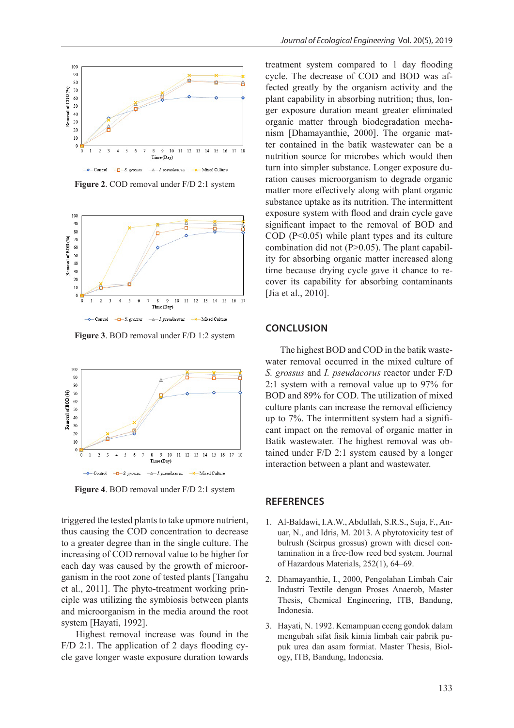Figure 2. COD removal under F/D 2:1 system

Figure 3. BOD removal under F/D 1:2 system

Figure 4. BOD removal under F/D 2:1 system

triggered the tested plants to take upmore nutrient, thus causing the COD concentration to decrease to a greater degree than in the single culture. The increasing of COD removal value to be higher for each day was caused by the growth of microorganism in the root zone of tested plants [Tangahu et al., 2011]. The phyto-treatment working principle was utilizing the symbiosis between plants and microorganism in the media around the root system [Hayati, 1992].

Highest removal increase was found in the F/D 2:1. The application of 2 days flooding cycle gave longer waste exposure duration towards treatment system compared to 1 day flooding cycle. The decrease of COD and BOD was affected greatly by the organism activity and the plant capability in absorbing nutrition; thus, longer exposure duration meant greater eliminated organic matter through biodegradation mechanism [Dhamayanthie, 2000]. The organic matter contained in the batik wastewater can be a nutrition source for microbes which would then turn into simpler substance. Longer exposure duration causes microorganism to degrade organic matter more effectively along with plant organic substance uptake as its nutrition. The intermittent exposure system with flood and drain cycle gave significant impact to the removal of BOD and COD ($P<0.05$) while plant types and its culture combination did not ($P>0.05$). The plant capability for absorbing organic matter increased along time because drying cycle gave it chance to recover its capability for absorbing contaminants [Jia et al., 2010].

## CONCLUSION

The highest BOD and COD in the batik wastewater removal occurred in the mixed culture of *S. grossus* and *I. pseudacorus* reactor under F/D 2:1 system with a removal value up to 97% for BOD and 89% for COD. The utilization of mixed culture plants can increase the removal efficiency up to 7%. The intermittent system had a significant impact on the removal of organic matter in Batik wastewater. The highest removal was obtained under F/D 2:1 system caused by a longer interaction between a plant and wastewater.

## REFERENCES

1. Al-Baldawi, I.A.W., Abdullah, S.R.S., Suja, F., Anuar, N., and Idris, M. 2013. A phytotoxicity test of bulrush (Scirpus grossus) grown with diesel contamination in a free-flow reed bed system. Journal of Hazardous Materials, 252(1), 64–69.
2. Dhamayanthie, I., 2000, Pengolahan Limbah Cair Industri Textile dengan Proses Anaerob, Master Thesis, Chemical Engineering, ITB, Bandung, Indonesia.
3. Hayati, N. 1992. Kemampuan eceng gondok dalam mengubah sifat fisik kimia limbah cair pabrik pupuk urea dan asam formiat. Master Thesis, Biology, ITB, Bandung, Indonesia.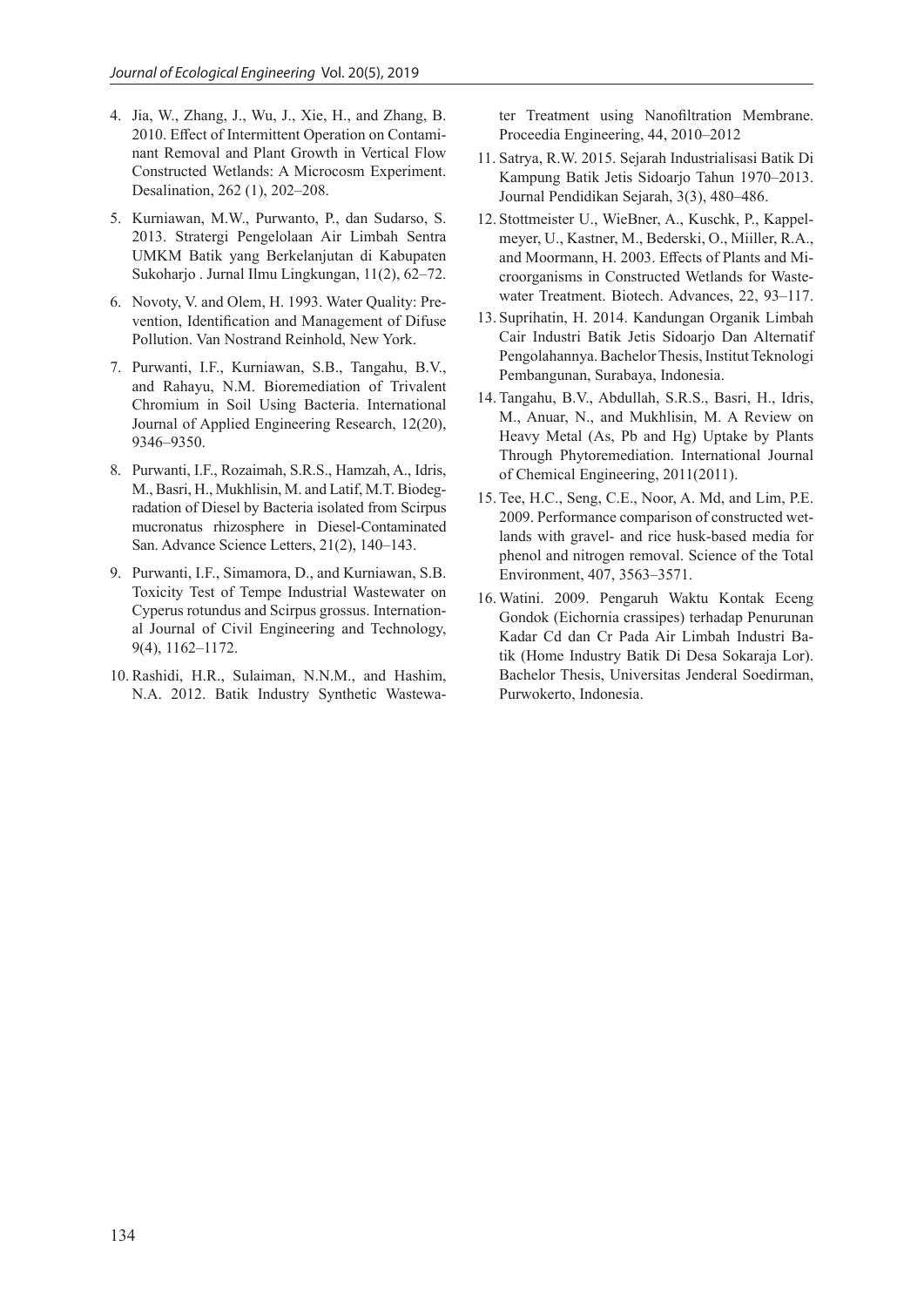4. Jia, W., Zhang, J., Wu, J., Xie, H., and Zhang, B. 2010. Effect of Intermittent Operation on Contaminant Removal and Plant Growth in Vertical Flow Constructed Wetlands: A Microcosm Experiment. Desalination, 262 (1), 202–208.

5. Kurniawan, M.W., Purwanto, P., dan Sudarso, S. 2013. Stratergi Pengelolaan Air Limbah Sentra UMKM Batik yang Berkelanjutan di Kabupaten Sukoharjo . Jurnal Ilmu Lingkungan, 11(2), 62–72.

6. Novoty, V. and Olem, H. 1993. Water Quality: Prevention, Identification and Management of Difuse Pollution. Van Nostrand Reinhold, New York.

7. Purwanti, I.F., Kurniawan, S.B., Tangahu, B.V., and Rahayu, N.M. Bioremediation of Trivalent Chromium in Soil Using Bacteria. International Journal of Applied Engineering Research, 12(20), 9346–9350.

8. Purwanti, I.F., Rozaimah, S.R.S., Hamzah, A., Idris, M., Basri, H., Mukhlisin, M. and Latif, M.T. Biodegradation of Diesel by Bacteria isolated from Scirpus mucronatus rhizosphere in Diesel-Contaminated San. Advance Science Letters, 21(2), 140–143.

9. Purwanti, I.F., Simamora, D., and Kurniawan, S.B. Toxicity Test of Tempe Industrial Wastewater on Cyperus rotundus and Scirpus grossus. International Journal of Civil Engineering and Technology, 9(4), 1162–1172.

10. Rashidi, H.R., Sulaiman, N.N.M., and Hashim, N.A. 2012. Batik Industry Synthetic Wastewater Treatment using Nanofiltration Membrane. Proceedia Engineering, 44, 2010–2012

11. Satrya, R.W. 2015. Sejarah Industrialisasi Batik Di Kampung Batik Jetis Sidoarjo Tahun 1970–2013. Journal Pendidikan Sejarah, 3(3), 480–486.

12. Stottmeister U., WieBner, A., Kuschk, P., Kappelmeyer, U., Kastner, M., Bederski, O., Miiller, R.A., and Moormann, H. 2003. Effects of Plants and Microorganisms in Constructed Wetlands for Wastewater Treatment. Biotech. Advances, 22, 93–117.

13. Suprihatin, H. 2014. Kandungan Organik Limbah Cair Industri Batik Jetis Sidoarjo Dan Alternatif Pengolahannya. Bachelor Thesis, Institut Teknologi Pembangunan, Surabaya, Indonesia.

14. Tangahu, B.V., Abdullah, S.R.S., Basri, H., Idris, M., Anuar, N., and Mukhlisin, M. A Review on Heavy Metal (As, Pb and Hg) Uptake by Plants Through Phytoremediation. International Journal of Chemical Engineering, 2011(2011).

15. Tee, H.C., Seng, C.E., Noor, A. Md, and Lim, P.E. 2009. Performance comparison of constructed wetlands with gravel- and rice husk-based media for phenol and nitrogen removal. Science of the Total Environment, 407, 3563–3571.

16. Watini. 2009. Pengaruh Waktu Kontak Eceng Gondok (Eichornia crassipes) terhadap Penurunan Kadar Cd dan Cr Pada Air Limbah Industri Batik (Home Industry Batik Di Desa Sokaraja Lor). Bachelor Thesis, Universitas Jenderal Soedirman, Purwokerto, Indonesia.